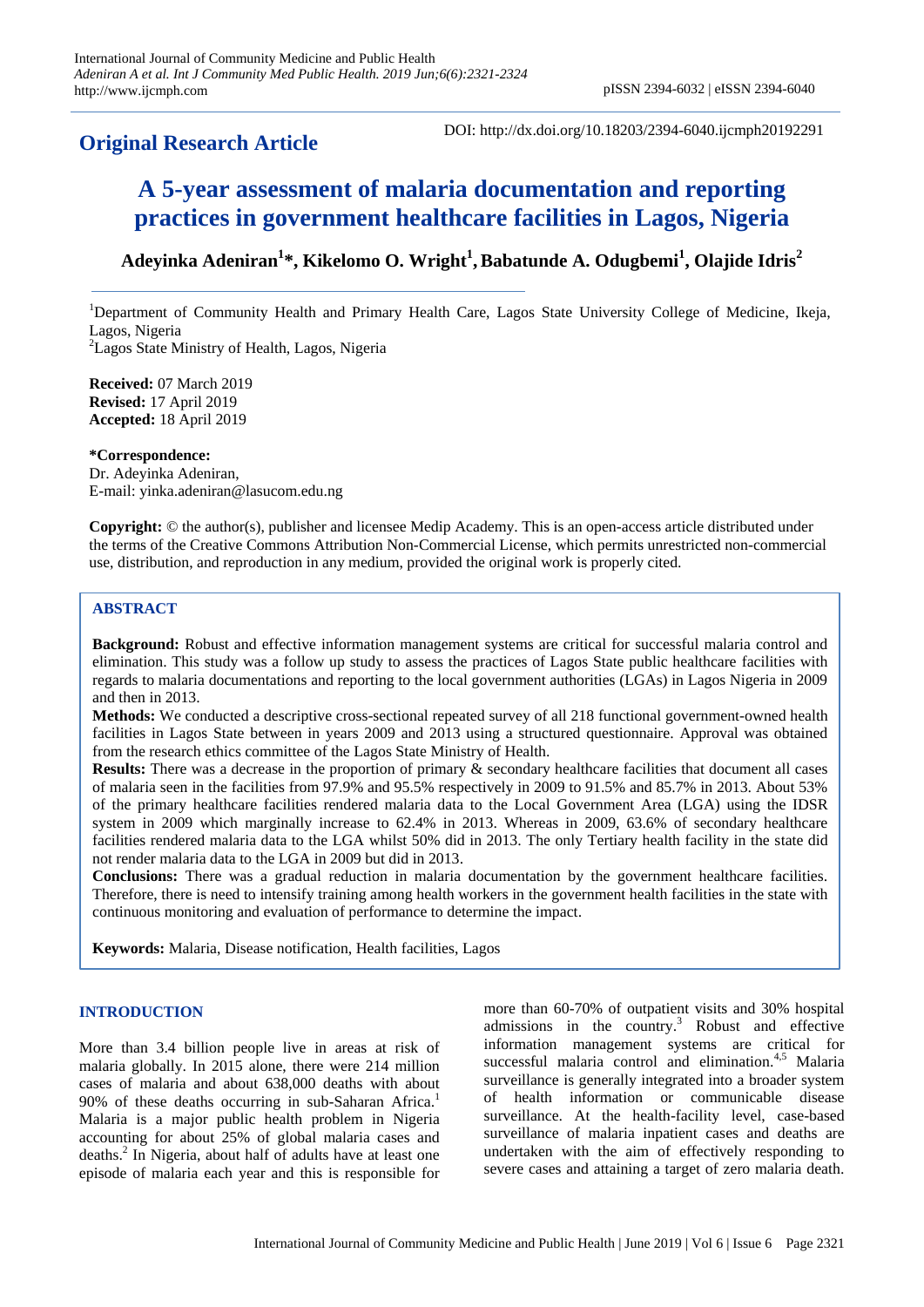**Original Research Article**

DOI: http://dx.doi.org/10.18203/2394-6040.ijcmph20192291

# A 5-year assessment of malaria documentation and reporting practices in government healthcare facilities in Lagos, Nigeria

**Adeyinka Adeniran[1]*, Kikelomo O. Wright[1], Babatunde A. Odugbemi[1], Olajide Idris[2]**

[1]Department of Community Health and Primary Health Care, Lagos State University College of Medicine, Ikeja, Lagos, Nigeria
[2]Lagos State Ministry of Health, Lagos, Nigeria

**Received:** 07 March 2019
**Revised:** 17 April 2019
**Accepted:** 18 April 2019

***Correspondence:**
Dr. Adeyinka Adeniran,
E-mail: yinka.adeniran@lasucom.edu.ng

**Copyright:** © the author(s), publisher and licensee Medip Academy. This is an open-access article distributed under the terms of the Creative Commons Attribution Non-Commercial License, which permits unrestricted non-commercial use, distribution, and reproduction in any medium, provided the original work is properly cited.

## ABSTRACT

**Background:** Robust and effective information management systems are critical for successful malaria control and elimination. This study was a follow up study to assess the practices of Lagos State public healthcare facilities with regards to malaria documentations and reporting to the local government authorities (LGAs) in Lagos Nigeria in 2009 and then in 2013.

**Methods:** We conducted a descriptive cross-sectional repeated survey of all 218 functional government-owned health facilities in Lagos State between in years 2009 and 2013 using a structured questionnaire. Approval was obtained from the research ethics committee of the Lagos State Ministry of Health.

**Results:** There was a decrease in the proportion of primary & secondary healthcare facilities that document all cases of malaria seen in the facilities from 97.9% and 95.5% respectively in 2009 to 91.5% and 85.7% in 2013. About 53% of the primary healthcare facilities rendered malaria data to the Local Government Area (LGA) using the IDSR system in 2009 which marginally increase to 62.4% in 2013. Whereas in 2009, 63.6% of secondary healthcare facilities rendered malaria data to the LGA whilst 50% did in 2013. The only Tertiary health facility in the state did not render malaria data to the LGA in 2009 but did in 2013.

**Conclusions:** There was a gradual reduction in malaria documentation by the government healthcare facilities. Therefore, there is need to intensify training among health workers in the government health facilities in the state with continuous monitoring and evaluation of performance to determine the impact.

**Keywords:** Malaria, Disease notification, Health facilities, Lagos

## INTRODUCTION

More than 3.4 billion people live in areas at risk of malaria globally. In 2015 alone, there were 214 million cases of malaria and about 638,000 deaths with about 90% of these deaths occurring in sub-Saharan Africa.[1] Malaria is a major public health problem in Nigeria accounting for about 25% of global malaria cases and deaths.[2] In Nigeria, about half of adults have at least one episode of malaria each year and this is responsible for more than 60-70% of outpatient visits and 30% hospital admissions in the country.[3] Robust and effective information management systems are critical for successful malaria control and elimination.[4,5] Malaria surveillance is generally integrated into a broader system of health information or communicable disease surveillance. At the health-facility level, case-based surveillance of malaria inpatient cases and deaths are undertaken with the aim of effectively responding to severe cases and attaining a target of zero malaria death.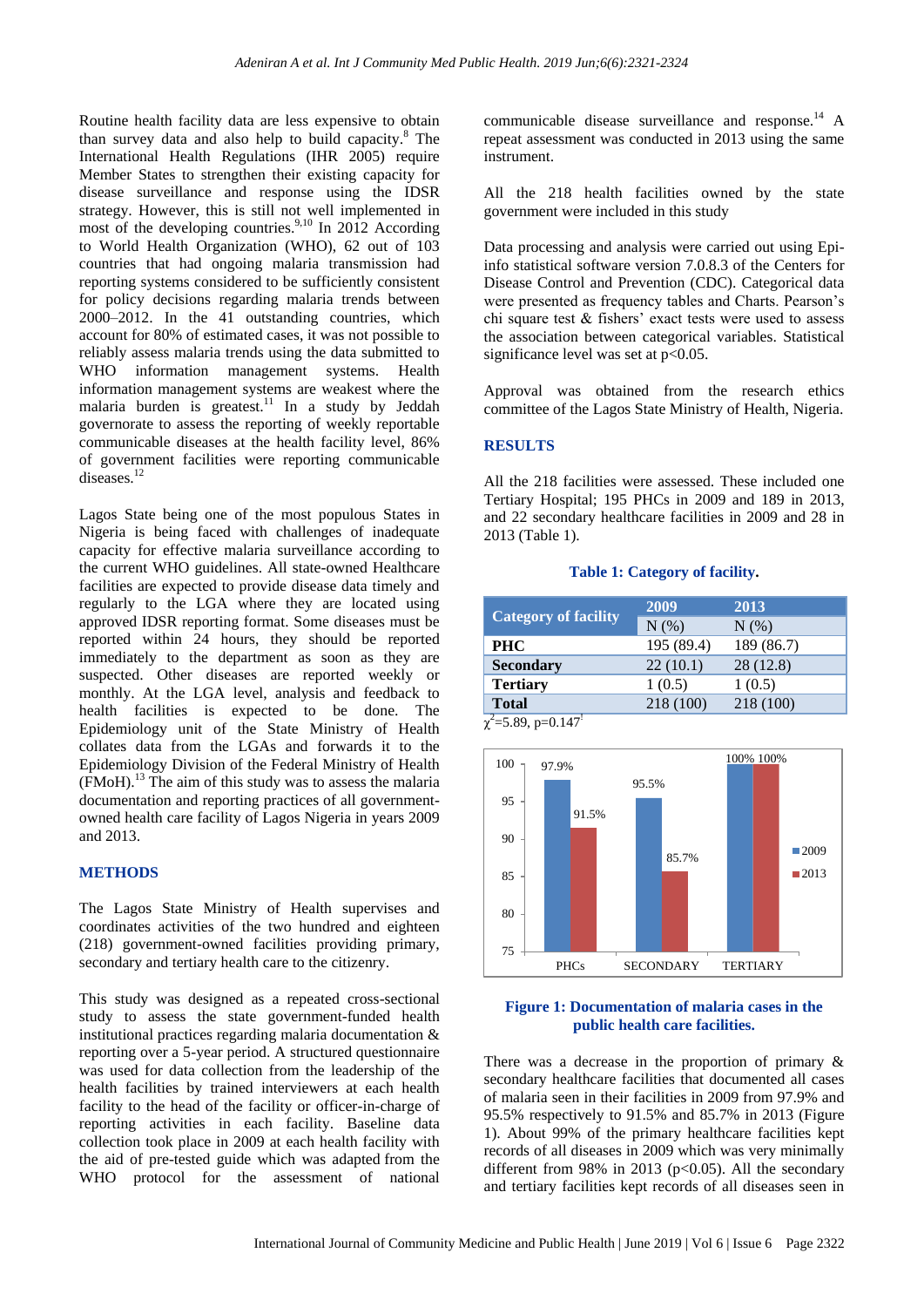Routine health facility data are less expensive to obtain than survey data and also help to build capacity.[8] The International Health Regulations (IHR 2005) require Member States to strengthen their existing capacity for disease surveillance and response using the IDSR strategy. However, this is still not well implemented in most of the developing countries.[9,10] In 2012 According to World Health Organization (WHO), 62 out of 103 countries that had ongoing malaria transmission had reporting systems considered to be sufficiently consistent for policy decisions regarding malaria trends between 2000–2012. In the 41 outstanding countries, which account for 80% of estimated cases, it was not possible to reliably assess malaria trends using the data submitted to WHO information management systems. Health information management systems are weakest where the malaria burden is greatest.[11] In a study by Jeddah governorate to assess the reporting of weekly reportable communicable diseases at the health facility level, 86% of government facilities were reporting communicable diseases.[12]

Lagos State being one of the most populous States in Nigeria is being faced with challenges of inadequate capacity for effective malaria surveillance according to the current WHO guidelines. All state-owned Healthcare facilities are expected to provide disease data timely and regularly to the LGA where they are located using approved IDSR reporting format. Some diseases must be reported within 24 hours, they should be reported immediately to the department as soon as they are suspected. Other diseases are reported weekly or monthly. At the LGA level, analysis and feedback to health facilities is expected to be done. The Epidemiology unit of the State Ministry of Health collates data from the LGAs and forwards it to the Epidemiology Division of the Federal Ministry of Health (FMoH).[13] The aim of this study was to assess the malaria documentation and reporting practices of all government-owned health care facility of Lagos Nigeria in years 2009 and 2013.

## METHODS

The Lagos State Ministry of Health supervises and coordinates activities of the two hundred and eighteen (218) government-owned facilities providing primary, secondary and tertiary health care to the citizenry.

This study was designed as a repeated cross-sectional study to assess the state government-funded health institutional practices regarding malaria documentation & reporting over a 5-year period. A structured questionnaire was used for data collection from the leadership of the health facilities by trained interviewers at each health facility to the head of the facility or officer-in-charge of reporting activities in each facility. Baseline data collection took place in 2009 at each health facility with the aid of pre-tested guide which was adapted from the WHO protocol for the assessment of national communicable disease surveillance and response.[14] A repeat assessment was conducted in 2013 using the same instrument.

All the 218 health facilities owned by the state government were included in this study

Data processing and analysis were carried out using Epi-info statistical software version 7.0.8.3 of the Centers for Disease Control and Prevention (CDC). Categorical data were presented as frequency tables and Charts. Pearson's chi square test & fishers' exact tests were used to assess the association between categorical variables. Statistical significance level was set at $p<0.05$.

Approval was obtained from the research ethics committee of the Lagos State Ministry of Health, Nigeria.

## RESULTS

All the 218 facilities were assessed. These included one Tertiary Hospital; 195 PHCs in 2009 and 189 in 2013, and 22 secondary healthcare facilities in 2009 and 28 in 2013 (Table 1).

**Table 1: Category of facility.**

| Category of facility | 2009 | 2013 |
|---|---|---|
| | N (%) | N (%) |
| **PHC** | 195 (89.4) | 189 (86.7) |
| **Secondary** | 22 (10.1) | 28 (12.8) |
| **Tertiary** | 1 (0.5) | 1 (0.5) |
| **Total** | 218 (100) | 218 (100) |

$\chi^2$=5.89, p=0.147[f]

| | 2009 | 2013 |
|---|---|---|
| PHCs | 97.9% | 91.5% |
| SECONDARY | 95.5% | 85.7% |
| TERTIARY | 100% | 100% |

**Figure 1: Documentation of malaria cases in the public health care facilities.**

There was a decrease in the proportion of primary & secondary healthcare facilities that documented all cases of malaria seen in their facilities in 2009 from 97.9% and 95.5% respectively to 91.5% and 85.7% in 2013 (Figure 1). About 99% of the primary healthcare facilities kept records of all diseases in 2009 which was very minimally different from 98% in 2013 ($p<0.05$). All the secondary and tertiary facilities kept records of all diseases seen in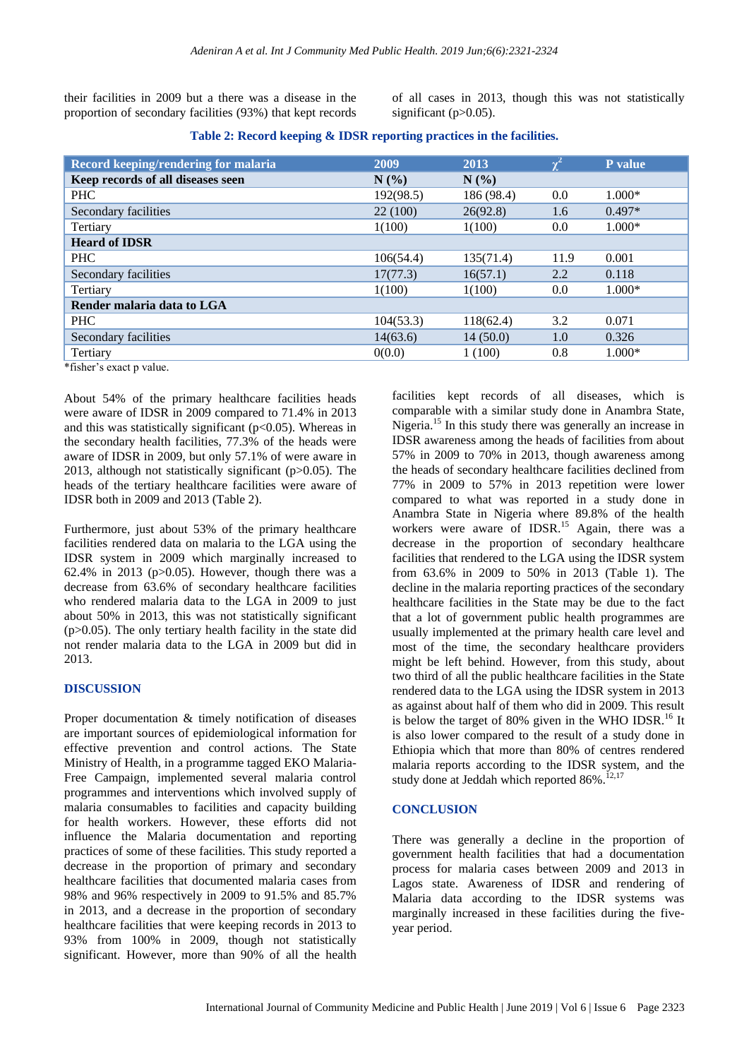their facilities in 2009 but a there was a disease in the proportion of secondary facilities (93%) that kept records of all cases in 2013, though this was not statistically significant (p>0.05).

**Table 2: Record keeping & IDSR reporting practices in the facilities.**

| Record keeping/rendering for malaria | 2009 | 2013 | $\chi^2$ | P value |
|---|---|---|---|---|
| **Keep records of all diseases seen** | **N (%)** | **N (%)** | | |
| PHC | 192(98.5) | 186 (98.4) | 0.0 | 1.000* |
| Secondary facilities | 22 (100) | 26(92.8) | 1.6 | 0.497* |
| Tertiary | 1(100) | 1(100) | 0.0 | 1.000* |
| **Heard of IDSR** | | | | |
| PHC | 106(54.4) | 135(71.4) | 11.9 | 0.001 |
| Secondary facilities | 17(77.3) | 16(57.1) | 2.2 | 0.118 |
| Tertiary | 1(100) | 1(100) | 0.0 | 1.000* |
| **Render malaria data to LGA** | | | | |
| PHC | 104(53.3) | 118(62.4) | 3.2 | 0.071 |
| Secondary facilities | 14(63.6) | 14 (50.0) | 1.0 | 0.326 |
| Tertiary | 0(0.0) | 1 (100) | 0.8 | 1.000* |

*fisher's exact p value.

About 54% of the primary healthcare facilities heads were aware of IDSR in 2009 compared to 71.4% in 2013 and this was statistically significant (p<0.05). Whereas in the secondary health facilities, 77.3% of the heads were aware of IDSR in 2009, but only 57.1% of were aware in 2013, although not statistically significant (p>0.05). The heads of the tertiary healthcare facilities were aware of IDSR both in 2009 and 2013 (Table 2).

Furthermore, just about 53% of the primary healthcare facilities rendered data on malaria to the LGA using the IDSR system in 2009 which marginally increased to 62.4% in 2013 (p>0.05). However, though there was a decrease from 63.6% of secondary healthcare facilities who rendered malaria data to the LGA in 2009 to just about 50% in 2013, this was not statistically significant (p>0.05). The only tertiary health facility in the state did not render malaria data to the LGA in 2009 but did in 2013.

## DISCUSSION

Proper documentation & timely notification of diseases are important sources of epidemiological information for effective prevention and control actions. The State Ministry of Health, in a programme tagged EKO Malaria-Free Campaign, implemented several malaria control programmes and interventions which involved supply of malaria consumables to facilities and capacity building for health workers. However, these efforts did not influence the Malaria documentation and reporting practices of some of these facilities. This study reported a decrease in the proportion of primary and secondary healthcare facilities that documented malaria cases from 98% and 96% respectively in 2009 to 91.5% and 85.7% in 2013, and a decrease in the proportion of secondary healthcare facilities that were keeping records in 2013 to 93% from 100% in 2009, though not statistically significant. However, more than 90% of all the health facilities kept records of all diseases, which is comparable with a similar study done in Anambra State, Nigeria.[15] In this study there was generally an increase in IDSR awareness among the heads of facilities from about 57% in 2009 to 70% in 2013, though awareness among the heads of secondary healthcare facilities declined from 77% in 2009 to 57% in 2013 repetition were lower compared to what was reported in a study done in Anambra State in Nigeria where 89.8% of the health workers were aware of IDSR.[15] Again, there was a decrease in the proportion of secondary healthcare facilities that rendered to the LGA using the IDSR system from 63.6% in 2009 to 50% in 2013 (Table 1). The decline in the malaria reporting practices of the secondary healthcare facilities in the State may be due to the fact that a lot of government public health programmes are usually implemented at the primary health care level and most of the time, the secondary healthcare providers might be left behind. However, from this study, about two third of all the public healthcare facilities in the State rendered data to the LGA using the IDSR system in 2013 as against about half of them who did in 2009. This result is below the target of 80% given in the WHO IDSR.[16] It is also lower compared to the result of a study done in Ethiopia which that more than 80% of centres rendered malaria reports according to the IDSR system, and the study done at Jeddah which reported 86%.[12,17]

## CONCLUSION

There was generally a decline in the proportion of government health facilities that had a documentation process for malaria cases between 2009 and 2013 in Lagos state. Awareness of IDSR and rendering of Malaria data according to the IDSR systems was marginally increased in these facilities during the five-year period.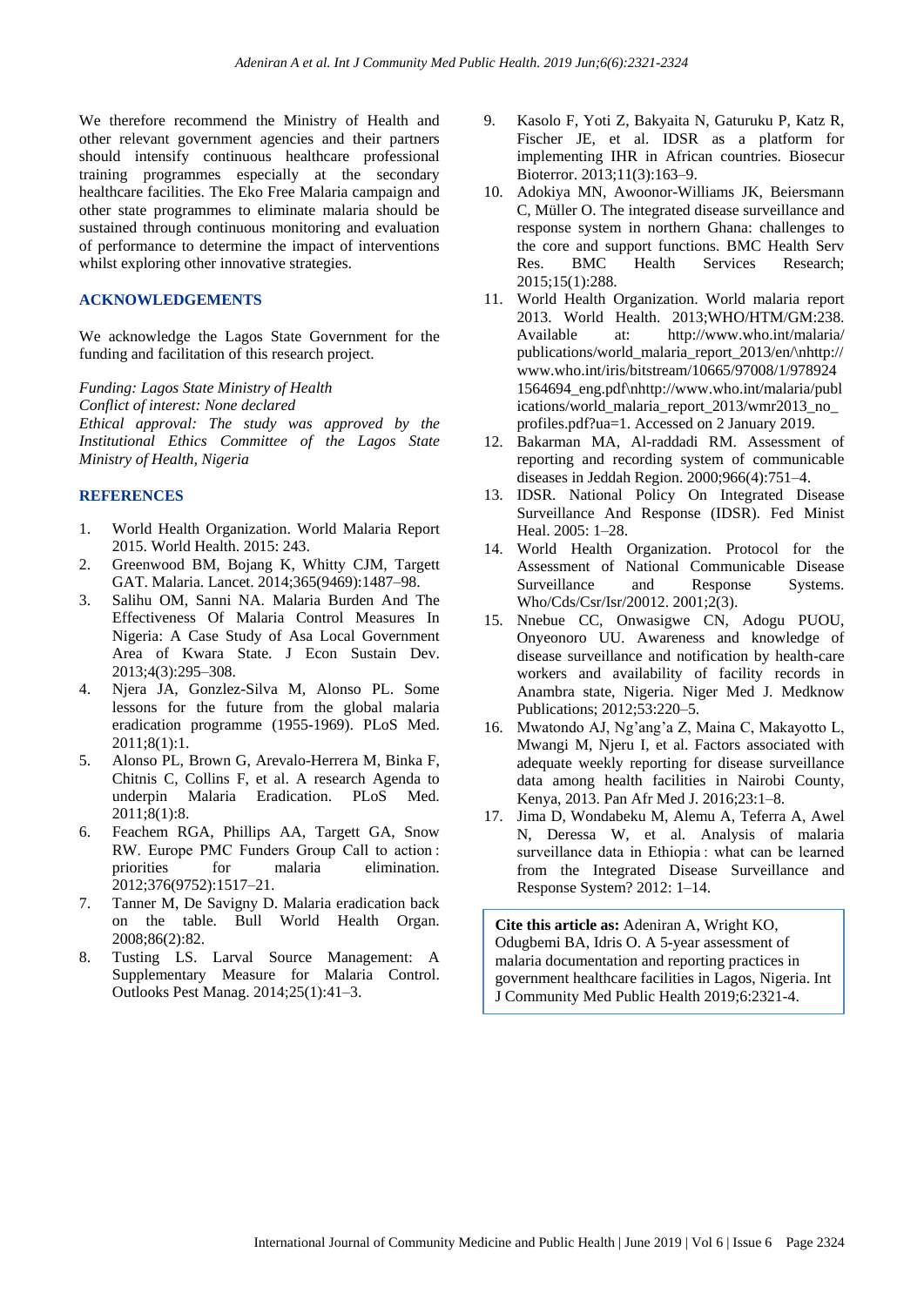We therefore recommend the Ministry of Health and other relevant government agencies and their partners should intensify continuous healthcare professional training programmes especially at the secondary healthcare facilities. The Eko Free Malaria campaign and other state programmes to eliminate malaria should be sustained through continuous monitoring and evaluation of performance to determine the impact of interventions whilst exploring other innovative strategies.

## ACKNOWLEDGEMENTS

We acknowledge the Lagos State Government for the funding and facilitation of this research project.

*Funding: Lagos State Ministry of Health*
*Conflict of interest: None declared*
*Ethical approval: The study was approved by the Institutional Ethics Committee of the Lagos State Ministry of Health, Nigeria*

## REFERENCES

1. World Health Organization. World Malaria Report 2015. World Health. 2015: 243.
2. Greenwood BM, Bojang K, Whitty CJM, Targett GAT. Malaria. Lancet. 2014;365(9469):1487–98.
3. Salihu OM, Sanni NA. Malaria Burden And The Effectiveness Of Malaria Control Measures In Nigeria: A Case Study of Asa Local Government Area of Kwara State. J Econ Sustain Dev. 2013;4(3):295–308.
4. Njera JA, Gonzlez-Silva M, Alonso PL. Some lessons for the future from the global malaria eradication programme (1955-1969). PLoS Med. 2011;8(1):1.
5. Alonso PL, Brown G, Arevalo-Herrera M, Binka F, Chitnis C, Collins F, et al. A research Agenda to underpin Malaria Eradication. PLoS Med. 2011;8(1):8.
6. Feachem RGA, Phillips AA, Targett GA, Snow RW. Europe PMC Funders Group Call to action : priorities for malaria elimination. 2012;376(9752):1517–21.
7. Tanner M, De Savigny D. Malaria eradication back on the table. Bull World Health Organ. 2008;86(2):82.
8. Tusting LS. Larval Source Management: A Supplementary Measure for Malaria Control. Outlooks Pest Manag. 2014;25(1):41–3.
9. Kasolo F, Yoti Z, Bakyaita N, Gaturuku P, Katz R, Fischer JE, et al. IDSR as a platform for implementing IHR in African countries. Biosecur Bioterror. 2013;11(3):163–9.
10. Adokiya MN, Awoonor-Williams JK, Beiersmann C, Müller O. The integrated disease surveillance and response system in northern Ghana: challenges to the core and support functions. BMC Health Serv Res. BMC Health Services Research; 2015;15(1):288.
11. World Health Organization. World malaria report 2013. World Health. 2013;WHO/HTM/GM:238. Available at: http://www.who.int/malaria/publications/world_malaria_report_2013/en/\nhttp://www.who.int/iris/bitstream/10665/97008/1/9789241564694_eng.pdf\nhttp://www.who.int/malaria/publications/world_malaria_report_2013/wmr2013_no_profiles.pdf?ua=1. Accessed on 2 January 2019.
12. Bakarman MA, Al-raddadi RM. Assessment of reporting and recording system of communicable diseases in Jeddah Region. 2000;966(4):751–4.
13. IDSR. National Policy On Integrated Disease Surveillance And Response (IDSR). Fed Minist Heal. 2005: 1–28.
14. World Health Organization. Protocol for the Assessment of National Communicable Disease Surveillance and Response Systems. Who/Cds/Csr/Isr/20012. 2001;2(3).
15. Nnebue CC, Onwasigwe CN, Adogu PUOU, Onyeonoro UU. Awareness and knowledge of disease surveillance and notification by health-care workers and availability of facility records in Anambra state, Nigeria. Niger Med J. Medknow Publications; 2012;53:220–5.
16. Mwatondo AJ, Ng'ang'a Z, Maina C, Makayotto L, Mwangi M, Njeru I, et al. Factors associated with adequate weekly reporting for disease surveillance data among health facilities in Nairobi County, Kenya, 2013. Pan Afr Med J. 2016;23:1–8.
17. Jima D, Wondabeku M, Alemu A, Teferra A, Awel N, Deressa W, et al. Analysis of malaria surveillance data in Ethiopia : what can be learned from the Integrated Disease Surveillance and Response System? 2012: 1–14.

**Cite this article as:** Adeniran A, Wright KO, Odugbemi BA, Idris O. A 5-year assessment of malaria documentation and reporting practices in government healthcare facilities in Lagos, Nigeria. Int J Community Med Public Health 2019;6:2321-4.